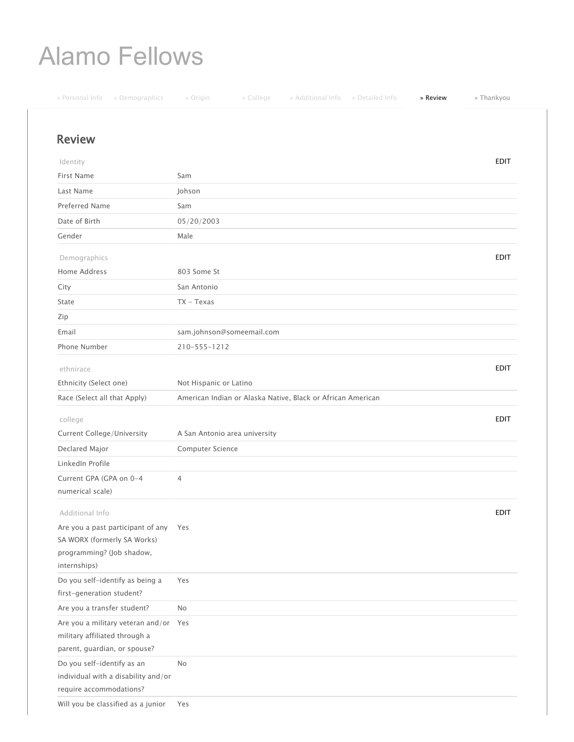# Alamo Fellows

» Personal Info » Demographics » Origin » College » Additional Info » Detailed Info » Review » Thankyou

## Review

Identity EDIT

| | |
|---|---|
| First Name | Sam |
| Last Name | Johson |
| Preferred Name | Sam |
| Date of Birth | 05/20/2003 |
| Gender | Male |

Demographics EDIT

| | |
|---|---|
| Home Address | 803 Some St |
| City | San Antonio |
| State | TX - Texas |
| Zip | |
| Email | sam.johnson@someemail.com |
| Phone Number | 210-555-1212 |

ethnirace EDIT

| | |
|---|---|
| Ethnicity (Select one) | Not Hispanic or Latino |
| Race (Select all that Apply) | American Indian or Alaska Native, Black or African American |

college EDIT

| | |
|---|---|
| Current College/University | A San Antonio area university |
| Declared Major | Computer Science |
| LinkedIn Profile | |
| Current GPA (GPA on 0-4 numerical scale) | 4 |

Additional Info EDIT

| | |
|---|---|
| Are you a past participant of any SA WORX (formerly SA Works) programming? (Job shadow, internships) | Yes |
| Do you self-identify as being a first-generation student? | Yes |
| Are you a transfer student? | No |
| Are you a military veteran and/or military affiliated through a parent, guardian, or spouse? | Yes |
| Do you self-identify as an individual with a disability and/or require accommodations? | No |
| Will you be classified as a junior | Yes |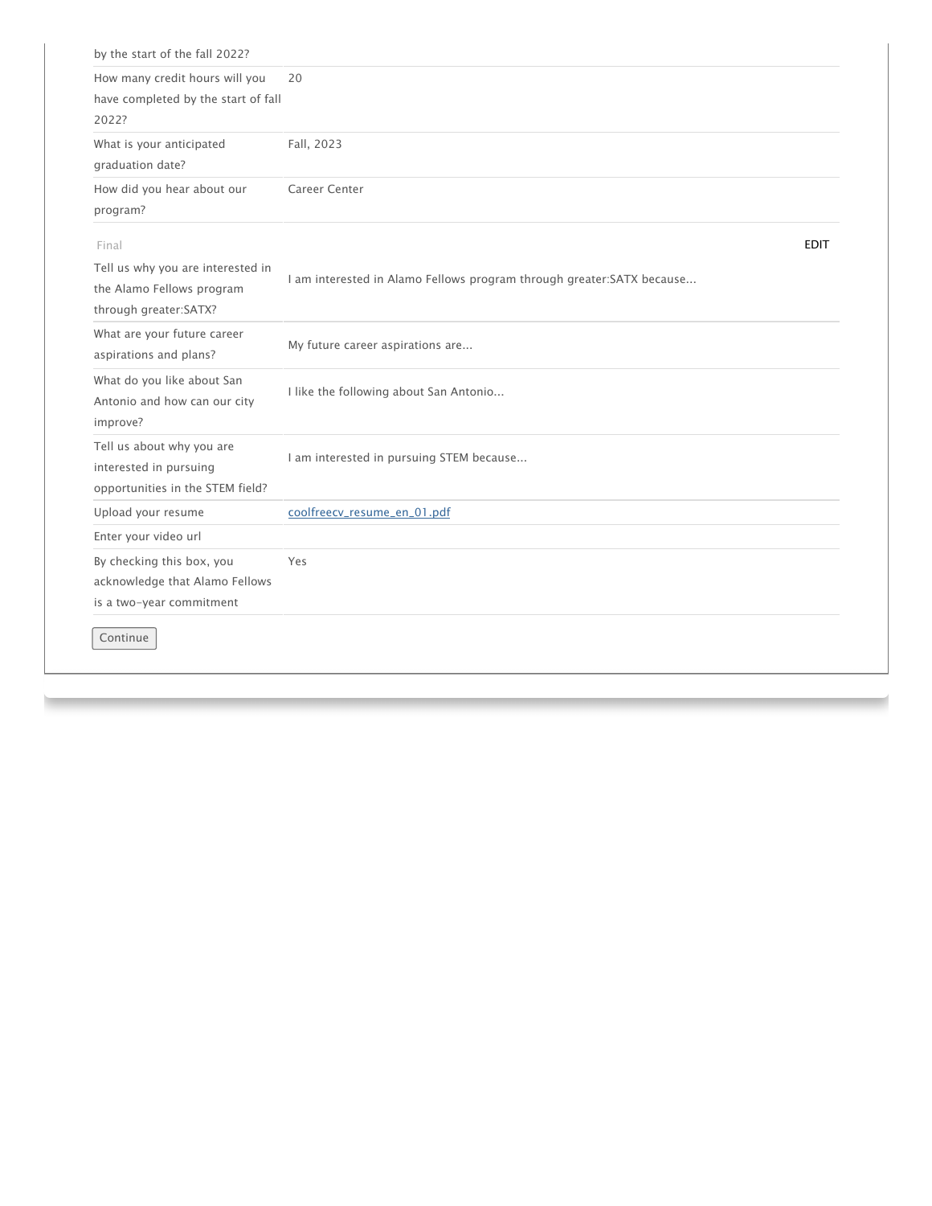| | |
|---|---|
| by the start of the fall 2022? | |
| How many credit hours will you have completed by the start of fall 2022? | 20 |
| What is your anticipated graduation date? | Fall, 2023 |
| How did you hear about our program? | Career Center |

Final

EDIT

| | |
|---|---|
| Tell us why you are interested in the Alamo Fellows program through greater:SATX? | I am interested in Alamo Fellows program through greater:SATX because... |
| What are your future career aspirations and plans? | My future career aspirations are... |
| What do you like about San Antonio and how can our city improve? | I like the following about San Antonio... |
| Tell us about why you are interested in pursuing opportunities in the STEM field? | I am interested in pursuing STEM because... |
| Upload your resume | coolfreecv_resume_en_01.pdf |
| Enter your video url | |
| By checking this box, you acknowledge that Alamo Fellows is a two-year commitment | Yes |

Continue